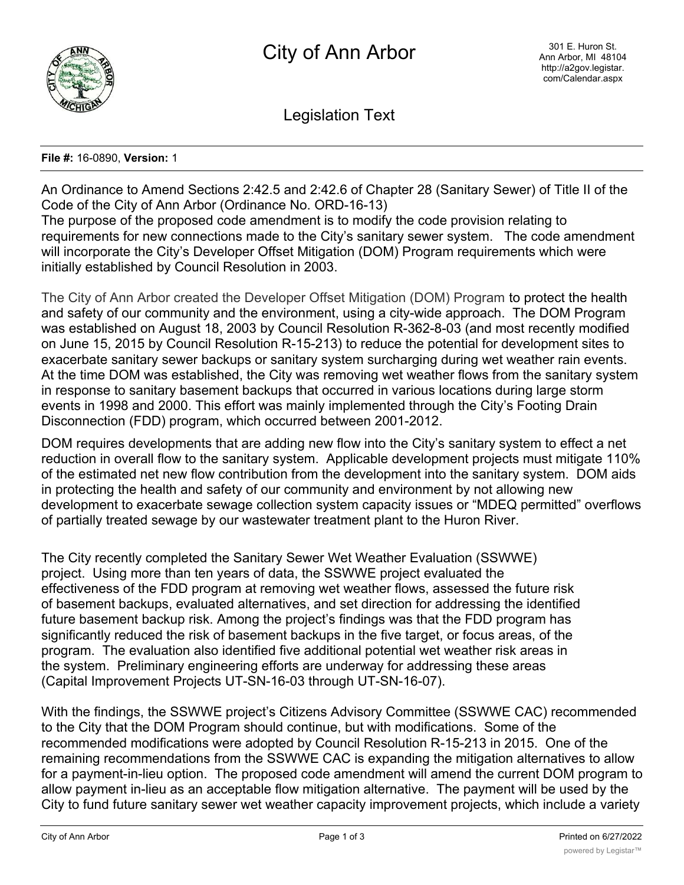# City of Ann Arbor

301 E. Huron St.
Ann Arbor, MI 48104
http://a2gov.legistar.com/Calendar.aspx

## Legislation Text

**File #:** 16-0890, **Version:** 1

An Ordinance to Amend Sections 2:42.5 and 2:42.6 of Chapter 28 (Sanitary Sewer) of Title II of the Code of the City of Ann Arbor (Ordinance No. ORD-16-13)
The purpose of the proposed code amendment is to modify the code provision relating to requirements for new connections made to the City's sanitary sewer system. The code amendment will incorporate the City's Developer Offset Mitigation (DOM) Program requirements which were initially established by Council Resolution in 2003.

The City of Ann Arbor created the Developer Offset Mitigation (DOM) Program to protect the health and safety of our community and the environment, using a city-wide approach. The DOM Program was established on August 18, 2003 by Council Resolution R-362-8-03 (and most recently modified on June 15, 2015 by Council Resolution R-15-213) to reduce the potential for development sites to exacerbate sanitary sewer backups or sanitary system surcharging during wet weather rain events. At the time DOM was established, the City was removing wet weather flows from the sanitary system in response to sanitary basement backups that occurred in various locations during large storm events in 1998 and 2000. This effort was mainly implemented through the City's Footing Drain Disconnection (FDD) program, which occurred between 2001-2012.

DOM requires developments that are adding new flow into the City's sanitary system to effect a net reduction in overall flow to the sanitary system. Applicable development projects must mitigate 110% of the estimated net new flow contribution from the development into the sanitary system. DOM aids in protecting the health and safety of our community and environment by not allowing new development to exacerbate sewage collection system capacity issues or "MDEQ permitted" overflows of partially treated sewage by our wastewater treatment plant to the Huron River.

The City recently completed the Sanitary Sewer Wet Weather Evaluation (SSWWE) project. Using more than ten years of data, the SSWWE project evaluated the effectiveness of the FDD program at removing wet weather flows, assessed the future risk of basement backups, evaluated alternatives, and set direction for addressing the identified future basement backup risk. Among the project's findings was that the FDD program has significantly reduced the risk of basement backups in the five target, or focus areas, of the program. The evaluation also identified five additional potential wet weather risk areas in the system. Preliminary engineering efforts are underway for addressing these areas (Capital Improvement Projects UT-SN-16-03 through UT-SN-16-07).

With the findings, the SSWWE project's Citizens Advisory Committee (SSWWE CAC) recommended to the City that the DOM Program should continue, but with modifications. Some of the recommended modifications were adopted by Council Resolution R-15-213 in 2015. One of the remaining recommendations from the SSWWE CAC is expanding the mitigation alternatives to allow for a payment-in-lieu option. The proposed code amendment will amend the current DOM program to allow payment in-lieu as an acceptable flow mitigation alternative. The payment will be used by the City to fund future sanitary sewer wet weather capacity improvement projects, which include a variety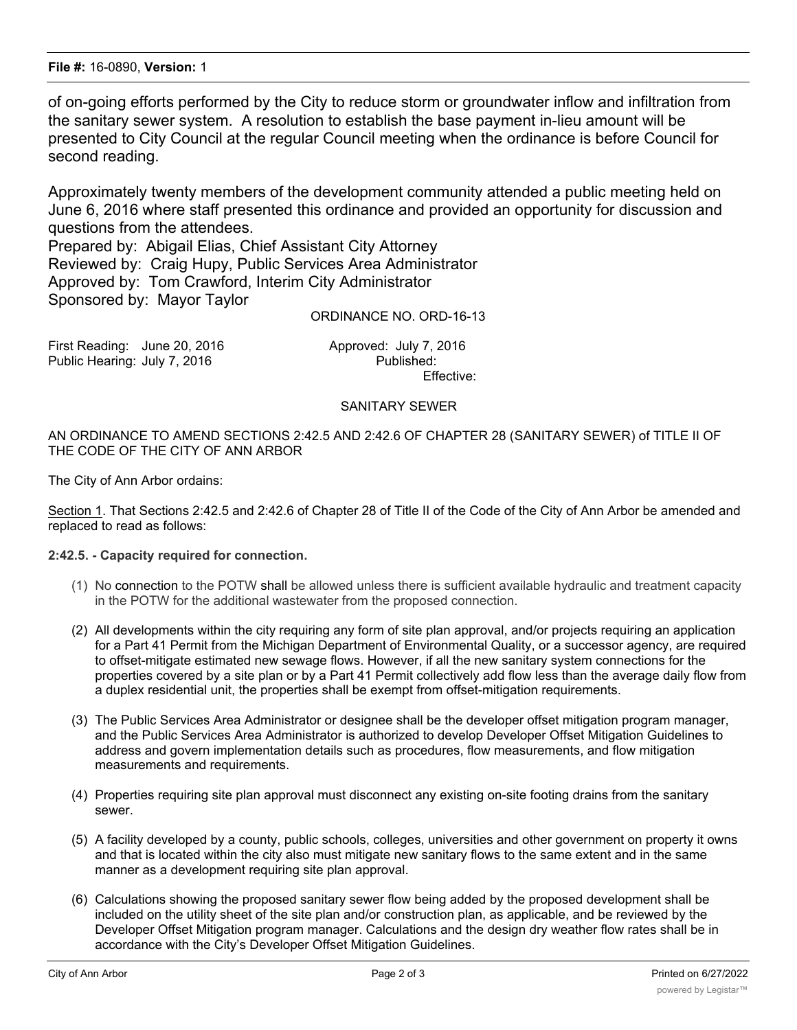of on-going efforts performed by the City to reduce storm or groundwater inflow and infiltration from the sanitary sewer system. A resolution to establish the base payment in-lieu amount will be presented to City Council at the regular Council meeting when the ordinance is before Council for second reading.

Approximately twenty members of the development community attended a public meeting held on June 6, 2016 where staff presented this ordinance and provided an opportunity for discussion and questions from the attendees.

Prepared by: Abigail Elias, Chief Assistant City Attorney
Reviewed by: Craig Hupy, Public Services Area Administrator
Approved by: Tom Crawford, Interim City Administrator
Sponsored by: Mayor Taylor

ORDINANCE NO. ORD-16-13

First Reading: June 20, 2016
Public Hearing: July 7, 2016

Approved: July 7, 2016
Published:
Effective:

SANITARY SEWER

AN ORDINANCE TO AMEND SECTIONS 2:42.5 AND 2:42.6 OF CHAPTER 28 (SANITARY SEWER) of TITLE II OF THE CODE OF THE CITY OF ANN ARBOR

The City of Ann Arbor ordains:

Section 1. That Sections 2:42.5 and 2:42.6 of Chapter 28 of Title II of the Code of the City of Ann Arbor be amended and replaced to read as follows:

**2:42.5. - Capacity required for connection.**

(1) No connection to the POTW shall be allowed unless there is sufficient available hydraulic and treatment capacity in the POTW for the additional wastewater from the proposed connection.

(2) All developments within the city requiring any form of site plan approval, and/or projects requiring an application for a Part 41 Permit from the Michigan Department of Environmental Quality, or a successor agency, are required to offset-mitigate estimated new sewage flows. However, if all the new sanitary system connections for the properties covered by a site plan or by a Part 41 Permit collectively add flow less than the average daily flow from a duplex residential unit, the properties shall be exempt from offset-mitigation requirements.

(3) The Public Services Area Administrator or designee shall be the developer offset mitigation program manager, and the Public Services Area Administrator is authorized to develop Developer Offset Mitigation Guidelines to address and govern implementation details such as procedures, flow measurements, and flow mitigation measurements and requirements.

(4) Properties requiring site plan approval must disconnect any existing on-site footing drains from the sanitary sewer.

(5) A facility developed by a county, public schools, colleges, universities and other government on property it owns and that is located within the city also must mitigate new sanitary flows to the same extent and in the same manner as a development requiring site plan approval.

(6) Calculations showing the proposed sanitary sewer flow being added by the proposed development shall be included on the utility sheet of the site plan and/or construction plan, as applicable, and be reviewed by the Developer Offset Mitigation program manager. Calculations and the design dry weather flow rates shall be in accordance with the City's Developer Offset Mitigation Guidelines.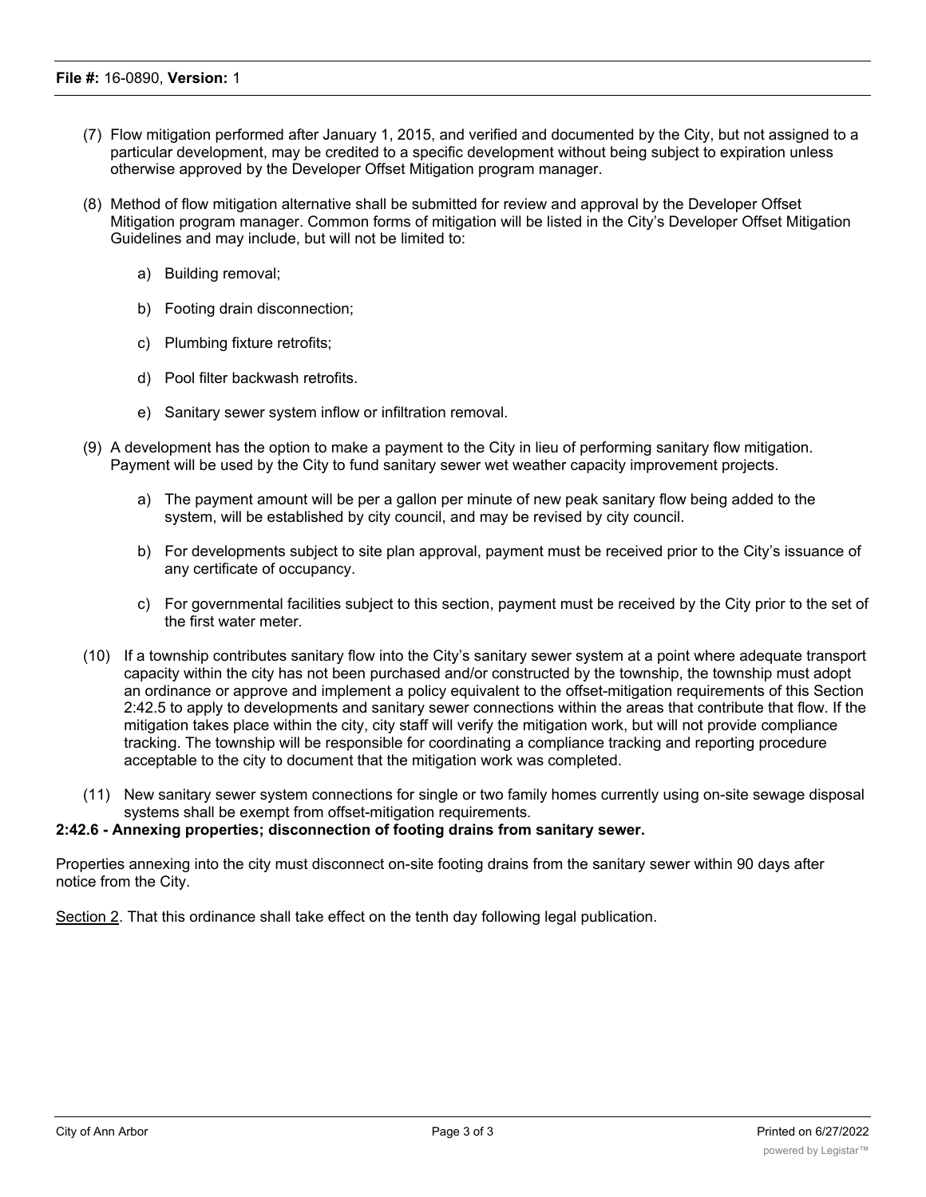(7) Flow mitigation performed after January 1, 2015, and verified and documented by the City, but not assigned to a particular development, may be credited to a specific development without being subject to expiration unless otherwise approved by the Developer Offset Mitigation program manager.

(8) Method of flow mitigation alternative shall be submitted for review and approval by the Developer Offset Mitigation program manager. Common forms of mitigation will be listed in the City's Developer Offset Mitigation Guidelines and may include, but will not be limited to:

   a) Building removal;

   b) Footing drain disconnection;

   c) Plumbing fixture retrofits;

   d) Pool filter backwash retrofits.

   e) Sanitary sewer system inflow or infiltration removal.

(9) A development has the option to make a payment to the City in lieu of performing sanitary flow mitigation. Payment will be used by the City to fund sanitary sewer wet weather capacity improvement projects.

   a) The payment amount will be per a gallon per minute of new peak sanitary flow being added to the system, will be established by city council, and may be revised by city council.

   b) For developments subject to site plan approval, payment must be received prior to the City's issuance of any certificate of occupancy.

   c) For governmental facilities subject to this section, payment must be received by the City prior to the set of the first water meter.

(10) If a township contributes sanitary flow into the City's sanitary sewer system at a point where adequate transport capacity within the city has not been purchased and/or constructed by the township, the township must adopt an ordinance or approve and implement a policy equivalent to the offset-mitigation requirements of this Section 2:42.5 to apply to developments and sanitary sewer connections within the areas that contribute that flow. If the mitigation takes place within the city, city staff will verify the mitigation work, but will not provide compliance tracking. The township will be responsible for coordinating a compliance tracking and reporting procedure acceptable to the city to document that the mitigation work was completed.

(11) New sanitary sewer system connections for single or two family homes currently using on-site sewage disposal systems shall be exempt from offset-mitigation requirements.

**2:42.6 - Annexing properties; disconnection of footing drains from sanitary sewer.**

Properties annexing into the city must disconnect on-site footing drains from the sanitary sewer within 90 days after notice from the City.

Section 2. That this ordinance shall take effect on the tenth day following legal publication.